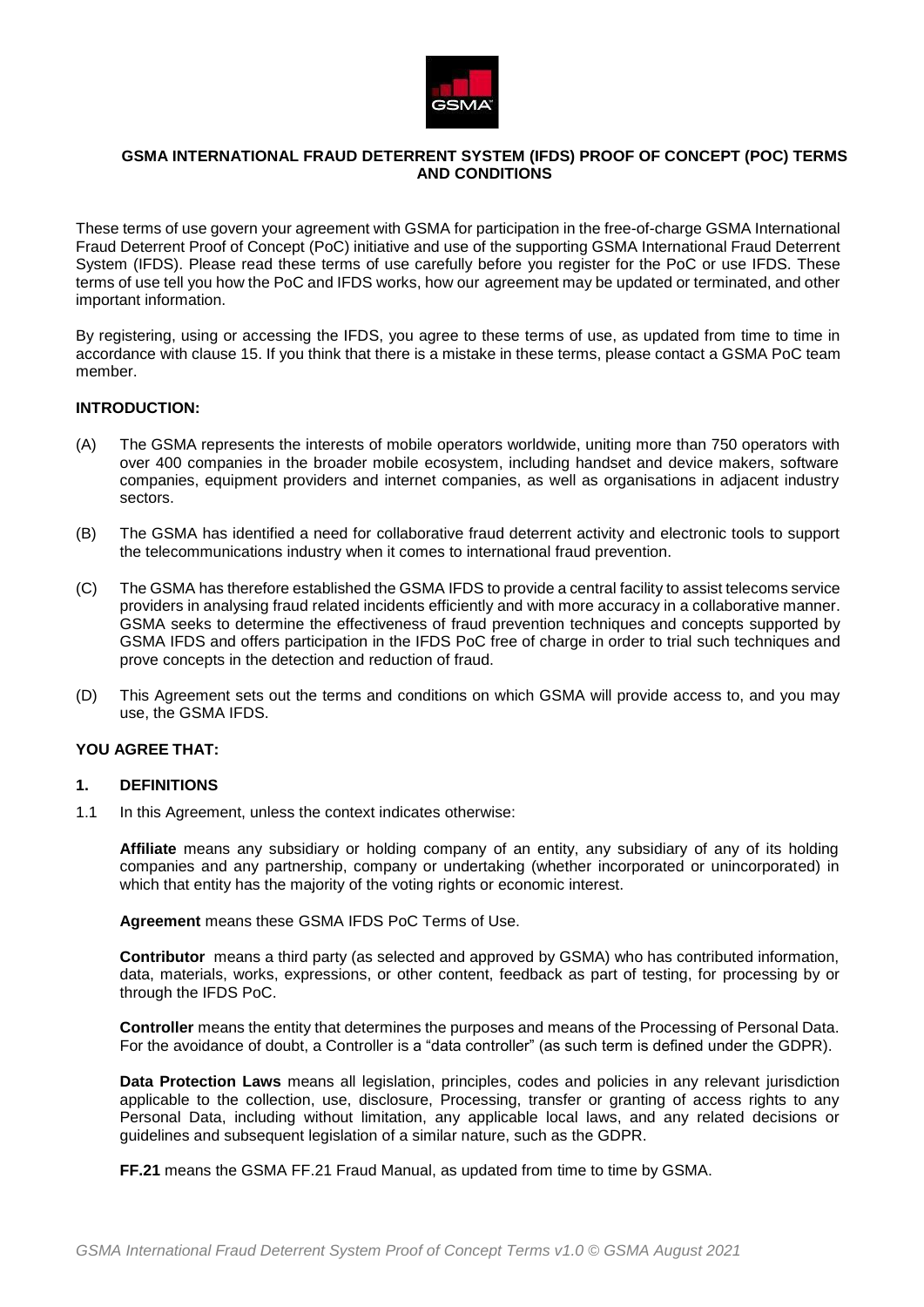# GSMA INTERNATIONAL FRAUD DETERRENT SYSTEM (IFDS) PROOF OF CONCEPT (POC) TERMS AND CONDITIONS

These terms of use govern your agreement with GSMA for participation in the free-of-charge GSMA International Fraud Deterrent Proof of Concept (PoC) initiative and use of the supporting GSMA International Fraud Deterrent System (IFDS). Please read these terms of use carefully before you register for the PoC or use IFDS. These terms of use tell you how the PoC and IFDS works, how our agreement may be updated or terminated, and other important information.

By registering, using or accessing the IFDS, you agree to these terms of use, as updated from time to time in accordance with clause 15. If you think that there is a mistake in these terms, please contact a GSMA PoC team member.

**INTRODUCTION:**

(A) The GSMA represents the interests of mobile operators worldwide, uniting more than 750 operators with over 400 companies in the broader mobile ecosystem, including handset and device makers, software companies, equipment providers and internet companies, as well as organisations in adjacent industry sectors.

(B) The GSMA has identified a need for collaborative fraud deterrent activity and electronic tools to support the telecommunications industry when it comes to international fraud prevention.

(C) The GSMA has therefore established the GSMA IFDS to provide a central facility to assist telecoms service providers in analysing fraud related incidents efficiently and with more accuracy in a collaborative manner. GSMA seeks to determine the effectiveness of fraud prevention techniques and concepts supported by GSMA IFDS and offers participation in the IFDS PoC free of charge in order to trial such techniques and prove concepts in the detection and reduction of fraud.

(D) This Agreement sets out the terms and conditions on which GSMA will provide access to, and you may use, the GSMA IFDS.

**YOU AGREE THAT:**

## 1. DEFINITIONS

1.1 In this Agreement, unless the context indicates otherwise:

**Affiliate** means any subsidiary or holding company of an entity, any subsidiary of any of its holding companies and any partnership, company or undertaking (whether incorporated or unincorporated) in which that entity has the majority of the voting rights or economic interest.

**Agreement** means these GSMA IFDS PoC Terms of Use.

**Contributor** means a third party (as selected and approved by GSMA) who has contributed information, data, materials, works, expressions, or other content, feedback as part of testing, for processing by or through the IFDS PoC.

**Controller** means the entity that determines the purposes and means of the Processing of Personal Data. For the avoidance of doubt, a Controller is a "data controller" (as such term is defined under the GDPR).

**Data Protection Laws** means all legislation, principles, codes and policies in any relevant jurisdiction applicable to the collection, use, disclosure, Processing, transfer or granting of access rights to any Personal Data, including without limitation, any applicable local laws, and any related decisions or guidelines and subsequent legislation of a similar nature, such as the GDPR.

**FF.21** means the GSMA FF.21 Fraud Manual, as updated from time to time by GSMA.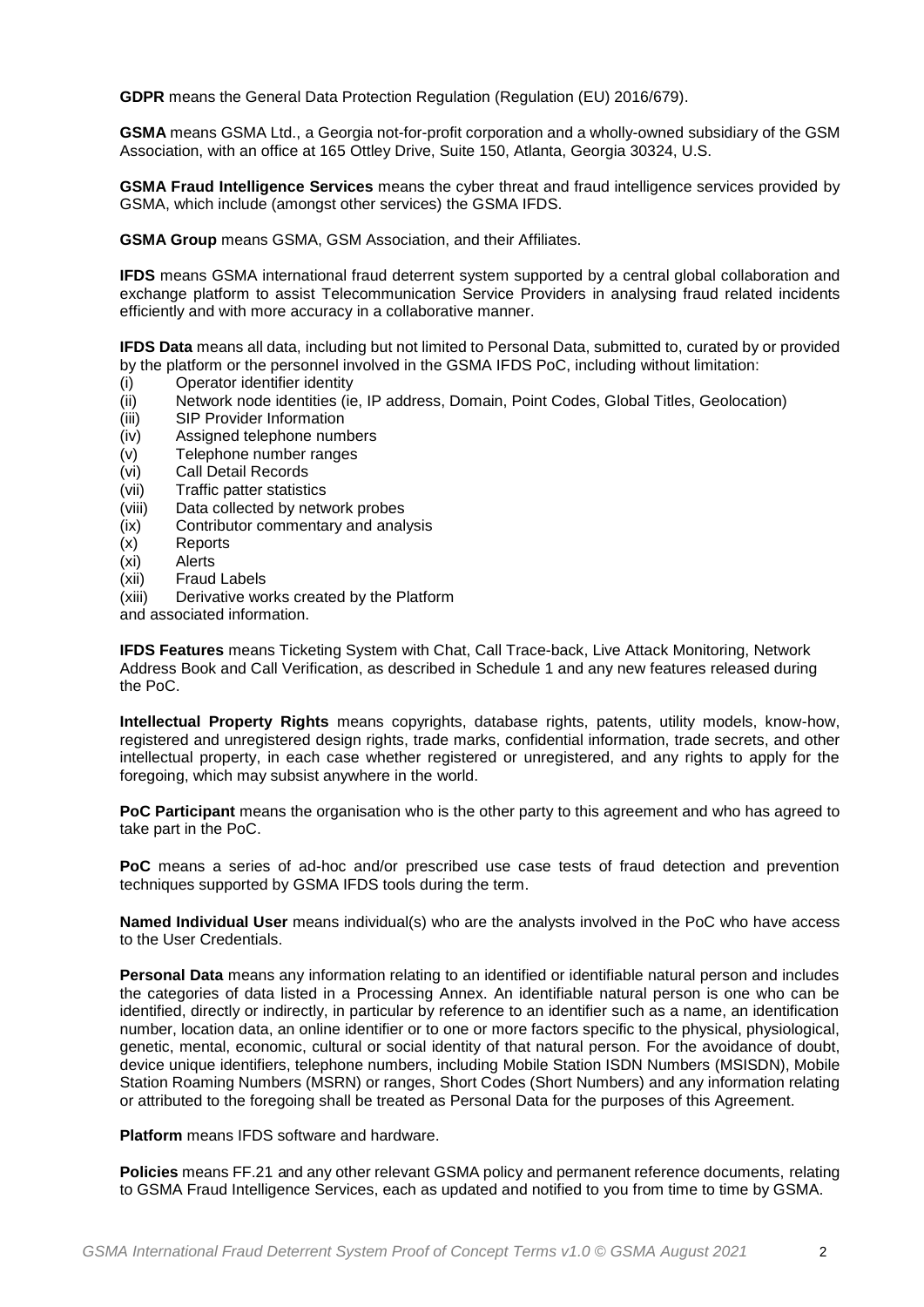**GDPR** means the General Data Protection Regulation (Regulation (EU) 2016/679).

**GSMA** means GSMA Ltd., a Georgia not-for-profit corporation and a wholly-owned subsidiary of the GSM Association, with an office at 165 Ottley Drive, Suite 150, Atlanta, Georgia 30324, U.S.

**GSMA Fraud Intelligence Services** means the cyber threat and fraud intelligence services provided by GSMA, which include (amongst other services) the GSMA IFDS.

**GSMA Group** means GSMA, GSM Association, and their Affiliates.

**IFDS** means GSMA international fraud deterrent system supported by a central global collaboration and exchange platform to assist Telecommunication Service Providers in analysing fraud related incidents efficiently and with more accuracy in a collaborative manner.

**IFDS Data** means all data, including but not limited to Personal Data, submitted to, curated by or provided by the platform or the personnel involved in the GSMA IFDS PoC, including without limitation:

(i) Operator identifier identity
(ii) Network node identities (ie, IP address, Domain, Point Codes, Global Titles, Geolocation)
(iii) SIP Provider Information
(iv) Assigned telephone numbers
(v) Telephone number ranges
(vi) Call Detail Records
(vii) Traffic patter statistics
(viii) Data collected by network probes
(ix) Contributor commentary and analysis
(x) Reports
(xi) Alerts
(xii) Fraud Labels
(xiii) Derivative works created by the Platform

and associated information.

**IFDS Features** means Ticketing System with Chat, Call Trace-back, Live Attack Monitoring, Network Address Book and Call Verification, as described in Schedule 1 and any new features released during the PoC.

**Intellectual Property Rights** means copyrights, database rights, patents, utility models, know-how, registered and unregistered design rights, trade marks, confidential information, trade secrets, and other intellectual property, in each case whether registered or unregistered, and any rights to apply for the foregoing, which may subsist anywhere in the world.

**PoC Participant** means the organisation who is the other party to this agreement and who has agreed to take part in the PoC.

**PoC** means a series of ad-hoc and/or prescribed use case tests of fraud detection and prevention techniques supported by GSMA IFDS tools during the term.

**Named Individual User** means individual(s) who are the analysts involved in the PoC who have access to the User Credentials.

**Personal Data** means any information relating to an identified or identifiable natural person and includes the categories of data listed in a Processing Annex. An identifiable natural person is one who can be identified, directly or indirectly, in particular by reference to an identifier such as a name, an identification number, location data, an online identifier or to one or more factors specific to the physical, physiological, genetic, mental, economic, cultural or social identity of that natural person. For the avoidance of doubt, device unique identifiers, telephone numbers, including Mobile Station ISDN Numbers (MSISDN), Mobile Station Roaming Numbers (MSRN) or ranges, Short Codes (Short Numbers) and any information relating or attributed to the foregoing shall be treated as Personal Data for the purposes of this Agreement.

**Platform** means IFDS software and hardware.

**Policies** means FF.21 and any other relevant GSMA policy and permanent reference documents, relating to GSMA Fraud Intelligence Services, each as updated and notified to you from time to time by GSMA.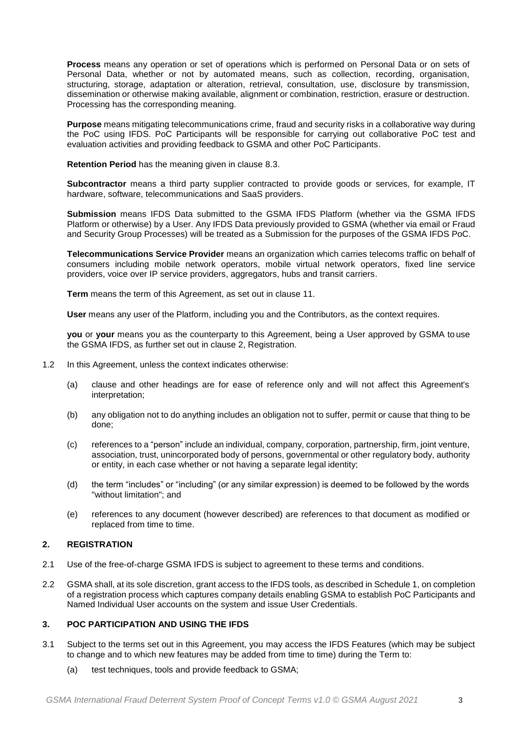**Process** means any operation or set of operations which is performed on Personal Data or on sets of Personal Data, whether or not by automated means, such as collection, recording, organisation, structuring, storage, adaptation or alteration, retrieval, consultation, use, disclosure by transmission, dissemination or otherwise making available, alignment or combination, restriction, erasure or destruction. Processing has the corresponding meaning.

**Purpose** means mitigating telecommunications crime, fraud and security risks in a collaborative way during the PoC using IFDS. PoC Participants will be responsible for carrying out collaborative PoC test and evaluation activities and providing feedback to GSMA and other PoC Participants.

**Retention Period** has the meaning given in clause 8.3.

**Subcontractor** means a third party supplier contracted to provide goods or services, for example, IT hardware, software, telecommunications and SaaS providers.

**Submission** means IFDS Data submitted to the GSMA IFDS Platform (whether via the GSMA IFDS Platform or otherwise) by a User. Any IFDS Data previously provided to GSMA (whether via email or Fraud and Security Group Processes) will be treated as a Submission for the purposes of the GSMA IFDS PoC.

**Telecommunications Service Provider** means an organization which carries telecoms traffic on behalf of consumers including mobile network operators, mobile virtual network operators, fixed line service providers, voice over IP service providers, aggregators, hubs and transit carriers.

**Term** means the term of this Agreement, as set out in clause 11.

**User** means any user of the Platform, including you and the Contributors, as the context requires.

**you** or **your** means you as the counterparty to this Agreement, being a User approved by GSMA to use the GSMA IFDS, as further set out in clause 2, Registration.

1.2 In this Agreement, unless the context indicates otherwise:

(a) clause and other headings are for ease of reference only and will not affect this Agreement's interpretation;

(b) any obligation not to do anything includes an obligation not to suffer, permit or cause that thing to be done;

(c) references to a "person" include an individual, company, corporation, partnership, firm, joint venture, association, trust, unincorporated body of persons, governmental or other regulatory body, authority or entity, in each case whether or not having a separate legal identity;

(d) the term "includes" or "including" (or any similar expression) is deemed to be followed by the words "without limitation"; and

(e) references to any document (however described) are references to that document as modified or replaced from time to time.

## 2. REGISTRATION

2.1 Use of the free-of-charge GSMA IFDS is subject to agreement to these terms and conditions.

2.2 GSMA shall, at its sole discretion, grant access to the IFDS tools, as described in Schedule 1, on completion of a registration process which captures company details enabling GSMA to establish PoC Participants and Named Individual User accounts on the system and issue User Credentials.

## 3. POC PARTICIPATION AND USING THE IFDS

3.1 Subject to the terms set out in this Agreement, you may access the IFDS Features (which may be subject to change and to which new features may be added from time to time) during the Term to:

(a) test techniques, tools and provide feedback to GSMA;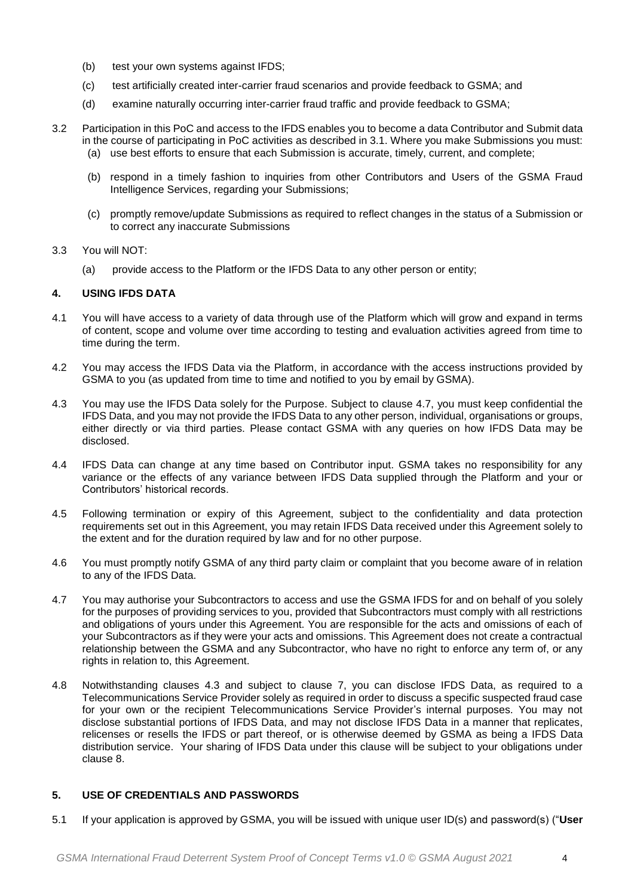(b) test your own systems against IFDS;

(c) test artificially created inter-carrier fraud scenarios and provide feedback to GSMA; and

(d) examine naturally occurring inter-carrier fraud traffic and provide feedback to GSMA;

3.2 Participation in this PoC and access to the IFDS enables you to become a data Contributor and Submit data in the course of participating in PoC activities as described in 3.1. Where you make Submissions you must:

(a) use best efforts to ensure that each Submission is accurate, timely, current, and complete;

(b) respond in a timely fashion to inquiries from other Contributors and Users of the GSMA Fraud Intelligence Services, regarding your Submissions;

(c) promptly remove/update Submissions as required to reflect changes in the status of a Submission or to correct any inaccurate Submissions

3.3 You will NOT:

(a) provide access to the Platform or the IFDS Data to any other person or entity;

## 4. USING IFDS DATA

4.1 You will have access to a variety of data through use of the Platform which will grow and expand in terms of content, scope and volume over time according to testing and evaluation activities agreed from time to time during the term.

4.2 You may access the IFDS Data via the Platform, in accordance with the access instructions provided by GSMA to you (as updated from time to time and notified to you by email by GSMA).

4.3 You may use the IFDS Data solely for the Purpose. Subject to clause 4.7, you must keep confidential the IFDS Data, and you may not provide the IFDS Data to any other person, individual, organisations or groups, either directly or via third parties. Please contact GSMA with any queries on how IFDS Data may be disclosed.

4.4 IFDS Data can change at any time based on Contributor input. GSMA takes no responsibility for any variance or the effects of any variance between IFDS Data supplied through the Platform and your or Contributors' historical records.

4.5 Following termination or expiry of this Agreement, subject to the confidentiality and data protection requirements set out in this Agreement, you may retain IFDS Data received under this Agreement solely to the extent and for the duration required by law and for no other purpose.

4.6 You must promptly notify GSMA of any third party claim or complaint that you become aware of in relation to any of the IFDS Data.

4.7 You may authorise your Subcontractors to access and use the GSMA IFDS for and on behalf of you solely for the purposes of providing services to you, provided that Subcontractors must comply with all restrictions and obligations of yours under this Agreement. You are responsible for the acts and omissions of each of your Subcontractors as if they were your acts and omissions. This Agreement does not create a contractual relationship between the GSMA and any Subcontractor, who have no right to enforce any term of, or any rights in relation to, this Agreement.

4.8 Notwithstanding clauses 4.3 and subject to clause 7, you can disclose IFDS Data, as required to a Telecommunications Service Provider solely as required in order to discuss a specific suspected fraud case for your own or the recipient Telecommunications Service Provider's internal purposes. You may not disclose substantial portions of IFDS Data, and may not disclose IFDS Data in a manner that replicates, relicenses or resells the IFDS or part thereof, or is otherwise deemed by GSMA as being a IFDS Data distribution service. Your sharing of IFDS Data under this clause will be subject to your obligations under clause 8.

## 5. USE OF CREDENTIALS AND PASSWORDS

5.1 If your application is approved by GSMA, you will be issued with unique user ID(s) and password(s) ("**User**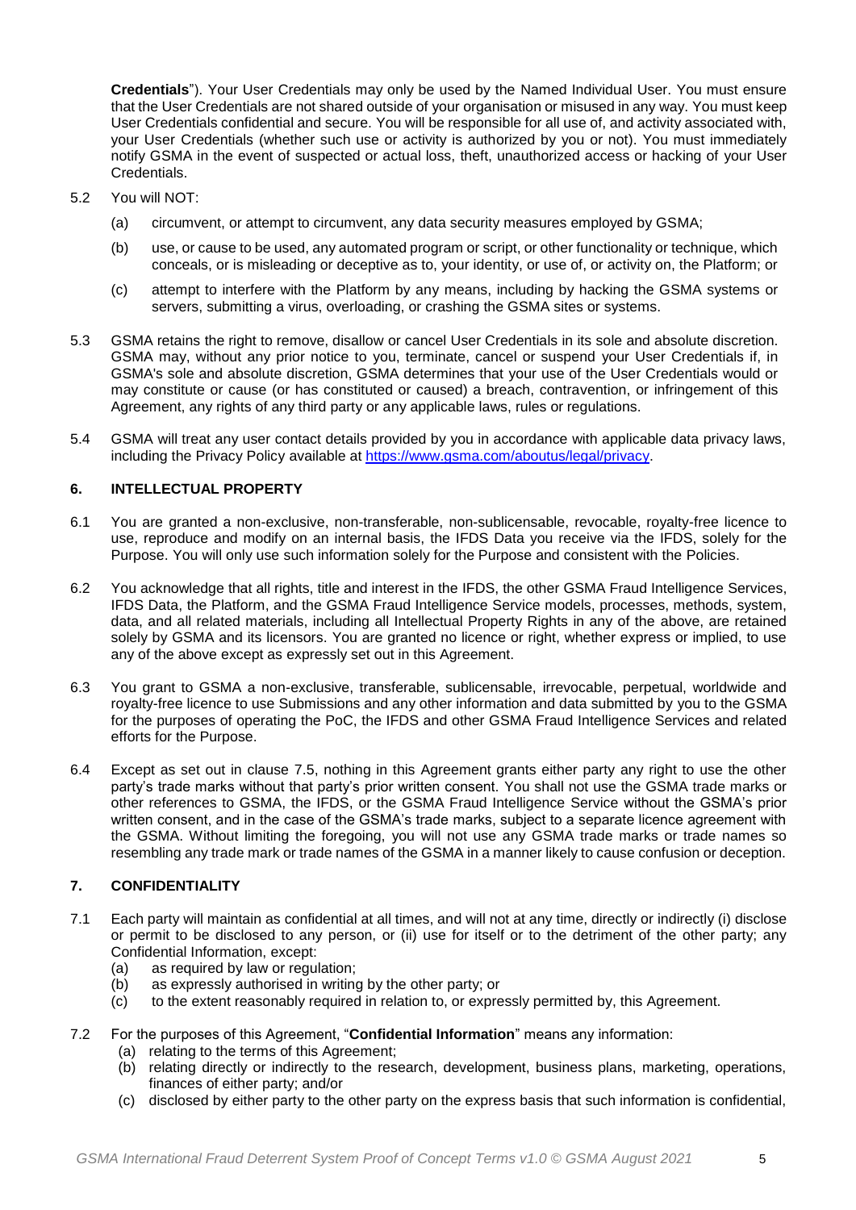**Credentials**"). Your User Credentials may only be used by the Named Individual User. You must ensure that the User Credentials are not shared outside of your organisation or misused in any way. You must keep User Credentials confidential and secure. You will be responsible for all use of, and activity associated with, your User Credentials (whether such use or activity is authorized by you or not). You must immediately notify GSMA in the event of suspected or actual loss, theft, unauthorized access or hacking of your User Credentials.

5.2 You will NOT:

(a) circumvent, or attempt to circumvent, any data security measures employed by GSMA;

(b) use, or cause to be used, any automated program or script, or other functionality or technique, which conceals, or is misleading or deceptive as to, your identity, or use of, or activity on, the Platform; or

(c) attempt to interfere with the Platform by any means, including by hacking the GSMA systems or servers, submitting a virus, overloading, or crashing the GSMA sites or systems.

5.3 GSMA retains the right to remove, disallow or cancel User Credentials in its sole and absolute discretion. GSMA may, without any prior notice to you, terminate, cancel or suspend your User Credentials if, in GSMA's sole and absolute discretion, GSMA determines that your use of the User Credentials would or may constitute or cause (or has constituted or caused) a breach, contravention, or infringement of this Agreement, any rights of any third party or any applicable laws, rules or regulations.

5.4 GSMA will treat any user contact details provided by you in accordance with applicable data privacy laws, including the Privacy Policy available at https://www.gsma.com/aboutus/legal/privacy.

## 6. INTELLECTUAL PROPERTY

6.1 You are granted a non-exclusive, non-transferable, non-sublicensable, revocable, royalty-free licence to use, reproduce and modify on an internal basis, the IFDS Data you receive via the IFDS, solely for the Purpose. You will only use such information solely for the Purpose and consistent with the Policies.

6.2 You acknowledge that all rights, title and interest in the IFDS, the other GSMA Fraud Intelligence Services, IFDS Data, the Platform, and the GSMA Fraud Intelligence Service models, processes, methods, system, data, and all related materials, including all Intellectual Property Rights in any of the above, are retained solely by GSMA and its licensors. You are granted no licence or right, whether express or implied, to use any of the above except as expressly set out in this Agreement.

6.3 You grant to GSMA a non-exclusive, transferable, sublicensable, irrevocable, perpetual, worldwide and royalty-free licence to use Submissions and any other information and data submitted by you to the GSMA for the purposes of operating the PoC, the IFDS and other GSMA Fraud Intelligence Services and related efforts for the Purpose.

6.4 Except as set out in clause 7.5, nothing in this Agreement grants either party any right to use the other party's trade marks without that party's prior written consent. You shall not use the GSMA trade marks or other references to GSMA, the IFDS, or the GSMA Fraud Intelligence Service without the GSMA's prior written consent, and in the case of the GSMA's trade marks, subject to a separate licence agreement with the GSMA. Without limiting the foregoing, you will not use any GSMA trade marks or trade names so resembling any trade mark or trade names of the GSMA in a manner likely to cause confusion or deception.

## 7. CONFIDENTIALITY

7.1 Each party will maintain as confidential at all times, and will not at any time, directly or indirectly (i) disclose or permit to be disclosed to any person, or (ii) use for itself or to the detriment of the other party; any Confidential Information, except:

(a) as required by law or regulation;
(b) as expressly authorised in writing by the other party; or
(c) to the extent reasonably required in relation to, or expressly permitted by, this Agreement.

7.2 For the purposes of this Agreement, "**Confidential Information**" means any information:

(a) relating to the terms of this Agreement;
(b) relating directly or indirectly to the research, development, business plans, marketing, operations, finances of either party; and/or
(c) disclosed by either party to the other party on the express basis that such information is confidential,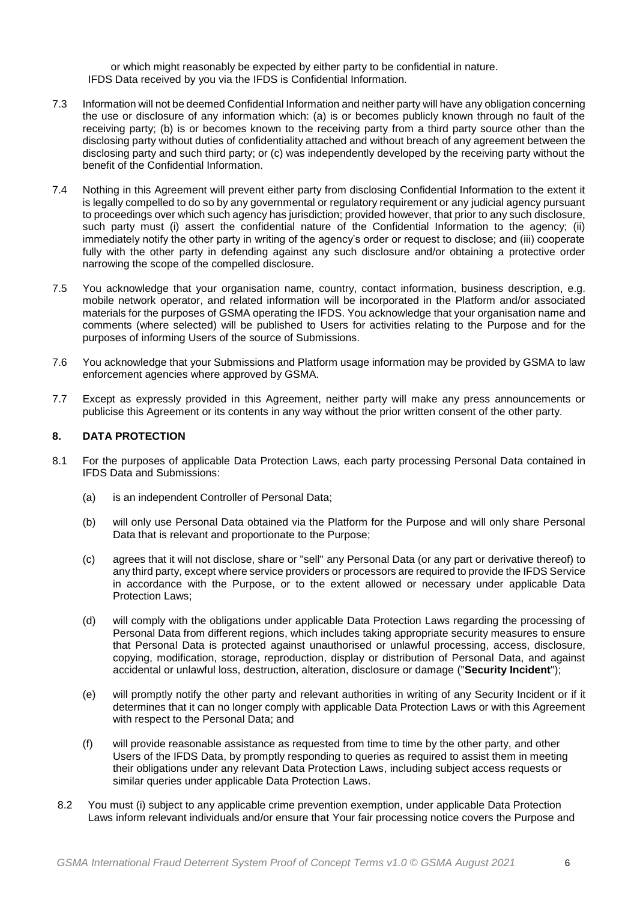or which might reasonably be expected by either party to be confidential in nature.
IFDS Data received by you via the IFDS is Confidential Information.

7.3 Information will not be deemed Confidential Information and neither party will have any obligation concerning the use or disclosure of any information which: (a) is or becomes publicly known through no fault of the receiving party; (b) is or becomes known to the receiving party from a third party source other than the disclosing party without duties of confidentiality attached and without breach of any agreement between the disclosing party and such third party; or (c) was independently developed by the receiving party without the benefit of the Confidential Information.

7.4 Nothing in this Agreement will prevent either party from disclosing Confidential Information to the extent it is legally compelled to do so by any governmental or regulatory requirement or any judicial agency pursuant to proceedings over which such agency has jurisdiction; provided however, that prior to any such disclosure, such party must (i) assert the confidential nature of the Confidential Information to the agency; (ii) immediately notify the other party in writing of the agency's order or request to disclose; and (iii) cooperate fully with the other party in defending against any such disclosure and/or obtaining a protective order narrowing the scope of the compelled disclosure.

7.5 You acknowledge that your organisation name, country, contact information, business description, e.g. mobile network operator, and related information will be incorporated in the Platform and/or associated materials for the purposes of GSMA operating the IFDS. You acknowledge that your organisation name and comments (where selected) will be published to Users for activities relating to the Purpose and for the purposes of informing Users of the source of Submissions.

7.6 You acknowledge that your Submissions and Platform usage information may be provided by GSMA to law enforcement agencies where approved by GSMA.

7.7 Except as expressly provided in this Agreement, neither party will make any press announcements or publicise this Agreement or its contents in any way without the prior written consent of the other party.

## 8. DATA PROTECTION

8.1 For the purposes of applicable Data Protection Laws, each party processing Personal Data contained in IFDS Data and Submissions:

(a) is an independent Controller of Personal Data;

(b) will only use Personal Data obtained via the Platform for the Purpose and will only share Personal Data that is relevant and proportionate to the Purpose;

(c) agrees that it will not disclose, share or "sell" any Personal Data (or any part or derivative thereof) to any third party, except where service providers or processors are required to provide the IFDS Service in accordance with the Purpose, or to the extent allowed or necessary under applicable Data Protection Laws;

(d) will comply with the obligations under applicable Data Protection Laws regarding the processing of Personal Data from different regions, which includes taking appropriate security measures to ensure that Personal Data is protected against unauthorised or unlawful processing, access, disclosure, copying, modification, storage, reproduction, display or distribution of Personal Data, and against accidental or unlawful loss, destruction, alteration, disclosure or damage ("**Security Incident**");

(e) will promptly notify the other party and relevant authorities in writing of any Security Incident or if it determines that it can no longer comply with applicable Data Protection Laws or with this Agreement with respect to the Personal Data; and

(f) will provide reasonable assistance as requested from time to time by the other party, and other Users of the IFDS Data, by promptly responding to queries as required to assist them in meeting their obligations under any relevant Data Protection Laws, including subject access requests or similar queries under applicable Data Protection Laws.

8.2 You must (i) subject to any applicable crime prevention exemption, under applicable Data Protection Laws inform relevant individuals and/or ensure that Your fair processing notice covers the Purpose and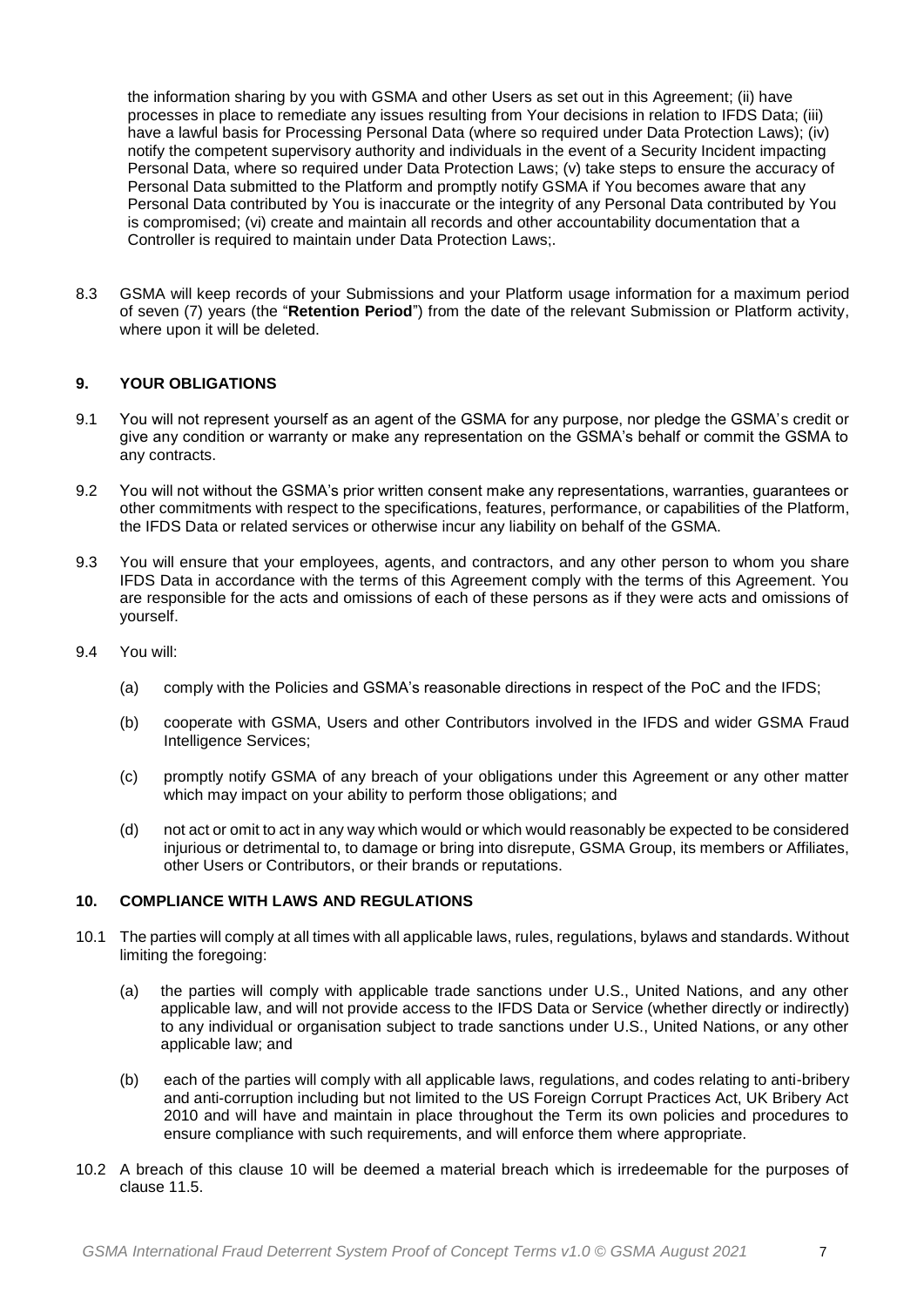the information sharing by you with GSMA and other Users as set out in this Agreement; (ii) have processes in place to remediate any issues resulting from Your decisions in relation to IFDS Data; (iii) have a lawful basis for Processing Personal Data (where so required under Data Protection Laws); (iv) notify the competent supervisory authority and individuals in the event of a Security Incident impacting Personal Data, where so required under Data Protection Laws; (v) take steps to ensure the accuracy of Personal Data submitted to the Platform and promptly notify GSMA if You becomes aware that any Personal Data contributed by You is inaccurate or the integrity of any Personal Data contributed by You is compromised; (vi) create and maintain all records and other accountability documentation that a Controller is required to maintain under Data Protection Laws;.

8.3 GSMA will keep records of your Submissions and your Platform usage information for a maximum period of seven (7) years (the "**Retention Period**") from the date of the relevant Submission or Platform activity, where upon it will be deleted.

## 9. YOUR OBLIGATIONS

9.1 You will not represent yourself as an agent of the GSMA for any purpose, nor pledge the GSMA's credit or give any condition or warranty or make any representation on the GSMA's behalf or commit the GSMA to any contracts.

9.2 You will not without the GSMA's prior written consent make any representations, warranties, guarantees or other commitments with respect to the specifications, features, performance, or capabilities of the Platform, the IFDS Data or related services or otherwise incur any liability on behalf of the GSMA.

9.3 You will ensure that your employees, agents, and contractors, and any other person to whom you share IFDS Data in accordance with the terms of this Agreement comply with the terms of this Agreement. You are responsible for the acts and omissions of each of these persons as if they were acts and omissions of yourself.

9.4 You will:

(a) comply with the Policies and GSMA's reasonable directions in respect of the PoC and the IFDS;

(b) cooperate with GSMA, Users and other Contributors involved in the IFDS and wider GSMA Fraud Intelligence Services;

(c) promptly notify GSMA of any breach of your obligations under this Agreement or any other matter which may impact on your ability to perform those obligations; and

(d) not act or omit to act in any way which would or which would reasonably be expected to be considered injurious or detrimental to, to damage or bring into disrepute, GSMA Group, its members or Affiliates, other Users or Contributors, or their brands or reputations.

## 10. COMPLIANCE WITH LAWS AND REGULATIONS

10.1 The parties will comply at all times with all applicable laws, rules, regulations, bylaws and standards. Without limiting the foregoing:

(a) the parties will comply with applicable trade sanctions under U.S., United Nations, and any other applicable law, and will not provide access to the IFDS Data or Service (whether directly or indirectly) to any individual or organisation subject to trade sanctions under U.S., United Nations, or any other applicable law; and

(b) each of the parties will comply with all applicable laws, regulations, and codes relating to anti-bribery and anti-corruption including but not limited to the US Foreign Corrupt Practices Act, UK Bribery Act 2010 and will have and maintain in place throughout the Term its own policies and procedures to ensure compliance with such requirements, and will enforce them where appropriate.

10.2 A breach of this clause 10 will be deemed a material breach which is irredeemable for the purposes of clause 11.5.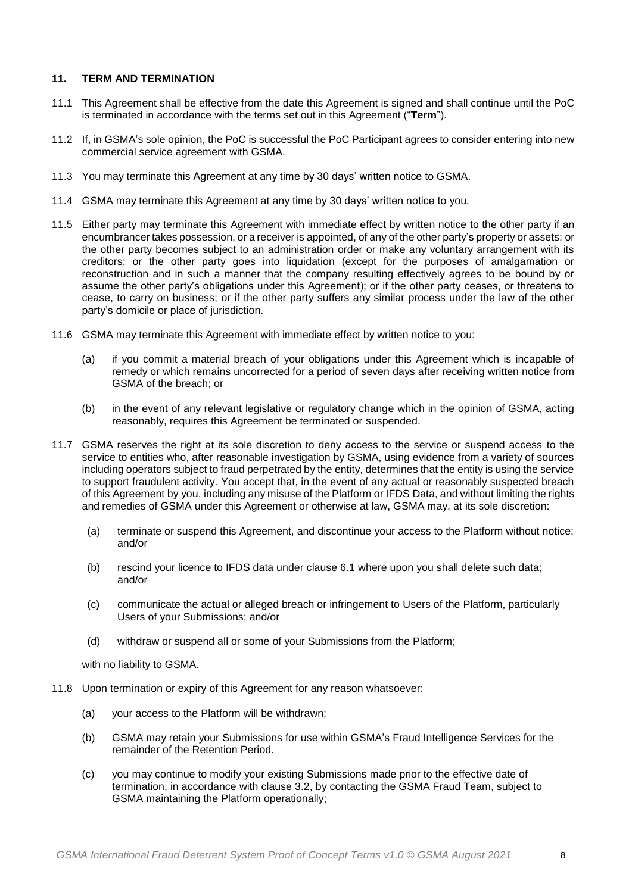## 11. TERM AND TERMINATION

11.1 This Agreement shall be effective from the date this Agreement is signed and shall continue until the PoC is terminated in accordance with the terms set out in this Agreement ("**Term**").

11.2 If, in GSMA's sole opinion, the PoC is successful the PoC Participant agrees to consider entering into new commercial service agreement with GSMA.

11.3 You may terminate this Agreement at any time by 30 days' written notice to GSMA.

11.4 GSMA may terminate this Agreement at any time by 30 days' written notice to you.

11.5 Either party may terminate this Agreement with immediate effect by written notice to the other party if an encumbrancer takes possession, or a receiver is appointed, of any of the other party's property or assets; or the other party becomes subject to an administration order or make any voluntary arrangement with its creditors; or the other party goes into liquidation (except for the purposes of amalgamation or reconstruction and in such a manner that the company resulting effectively agrees to be bound by or assume the other party's obligations under this Agreement); or if the other party ceases, or threatens to cease, to carry on business; or if the other party suffers any similar process under the law of the other party's domicile or place of jurisdiction.

11.6 GSMA may terminate this Agreement with immediate effect by written notice to you:

(a) if you commit a material breach of your obligations under this Agreement which is incapable of remedy or which remains uncorrected for a period of seven days after receiving written notice from GSMA of the breach; or

(b) in the event of any relevant legislative or regulatory change which in the opinion of GSMA, acting reasonably, requires this Agreement be terminated or suspended.

11.7 GSMA reserves the right at its sole discretion to deny access to the service or suspend access to the service to entities who, after reasonable investigation by GSMA, using evidence from a variety of sources including operators subject to fraud perpetrated by the entity, determines that the entity is using the service to support fraudulent activity. You accept that, in the event of any actual or reasonably suspected breach of this Agreement by you, including any misuse of the Platform or IFDS Data, and without limiting the rights and remedies of GSMA under this Agreement or otherwise at law, GSMA may, at its sole discretion:

(a) terminate or suspend this Agreement, and discontinue your access to the Platform without notice; and/or

(b) rescind your licence to IFDS data under clause 6.1 where upon you shall delete such data; and/or

(c) communicate the actual or alleged breach or infringement to Users of the Platform, particularly Users of your Submissions; and/or

(d) withdraw or suspend all or some of your Submissions from the Platform;

with no liability to GSMA.

11.8 Upon termination or expiry of this Agreement for any reason whatsoever:

(a) your access to the Platform will be withdrawn;

(b) GSMA may retain your Submissions for use within GSMA's Fraud Intelligence Services for the remainder of the Retention Period.

(c) you may continue to modify your existing Submissions made prior to the effective date of termination, in accordance with clause 3.2, by contacting the GSMA Fraud Team, subject to GSMA maintaining the Platform operationally;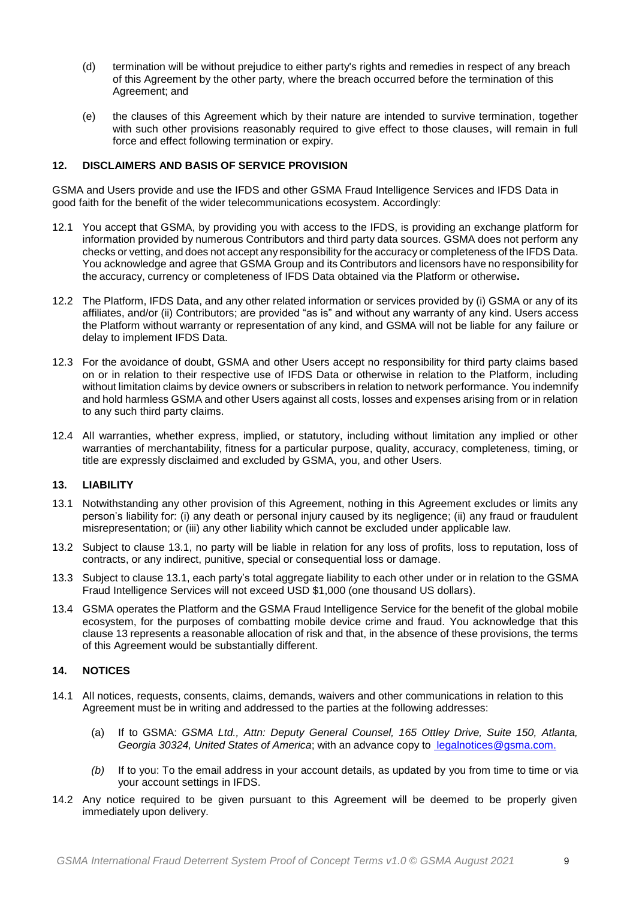(d) termination will be without prejudice to either party's rights and remedies in respect of any breach of this Agreement by the other party, where the breach occurred before the termination of this Agreement; and

(e) the clauses of this Agreement which by their nature are intended to survive termination, together with such other provisions reasonably required to give effect to those clauses, will remain in full force and effect following termination or expiry.

## 12. DISCLAIMERS AND BASIS OF SERVICE PROVISION

GSMA and Users provide and use the IFDS and other GSMA Fraud Intelligence Services and IFDS Data in good faith for the benefit of the wider telecommunications ecosystem. Accordingly:

12.1 You accept that GSMA, by providing you with access to the IFDS, is providing an exchange platform for information provided by numerous Contributors and third party data sources. GSMA does not perform any checks or vetting, and does not accept any responsibility for the accuracy or completeness of the IFDS Data. You acknowledge and agree that GSMA Group and its Contributors and licensors have no responsibility for the accuracy, currency or completeness of IFDS Data obtained via the Platform or otherwise**.**

12.2 The Platform, IFDS Data, and any other related information or services provided by (i) GSMA or any of its affiliates, and/or (ii) Contributors; are provided "as is" and without any warranty of any kind. Users access the Platform without warranty or representation of any kind, and GSMA will not be liable for any failure or delay to implement IFDS Data.

12.3 For the avoidance of doubt, GSMA and other Users accept no responsibility for third party claims based on or in relation to their respective use of IFDS Data or otherwise in relation to the Platform, including without limitation claims by device owners or subscribers in relation to network performance. You indemnify and hold harmless GSMA and other Users against all costs, losses and expenses arising from or in relation to any such third party claims.

12.4 All warranties, whether express, implied, or statutory, including without limitation any implied or other warranties of merchantability, fitness for a particular purpose, quality, accuracy, completeness, timing, or title are expressly disclaimed and excluded by GSMA, you, and other Users.

## 13. LIABILITY

13.1 Notwithstanding any other provision of this Agreement, nothing in this Agreement excludes or limits any person's liability for: (i) any death or personal injury caused by its negligence; (ii) any fraud or fraudulent misrepresentation; or (iii) any other liability which cannot be excluded under applicable law.

13.2 Subject to clause 13.1, no party will be liable in relation for any loss of profits, loss to reputation, loss of contracts, or any indirect, punitive, special or consequential loss or damage.

13.3 Subject to clause 13.1, each party's total aggregate liability to each other under or in relation to the GSMA Fraud Intelligence Services will not exceed USD $1,000 (one thousand US dollars).

13.4 GSMA operates the Platform and the GSMA Fraud Intelligence Service for the benefit of the global mobile ecosystem, for the purposes of combatting mobile device crime and fraud. You acknowledge that this clause 13 represents a reasonable allocation of risk and that, in the absence of these provisions, the terms of this Agreement would be substantially different.

## 14. NOTICES

14.1 All notices, requests, consents, claims, demands, waivers and other communications in relation to this Agreement must be in writing and addressed to the parties at the following addresses:

(a) If to GSMA: *GSMA Ltd., Attn: Deputy General Counsel, 165 Ottley Drive, Suite 150, Atlanta, Georgia 30324, United States of America*; with an advance copy to legalnotices@gsma.com.

*(b)* If to you: To the email address in your account details, as updated by you from time to time or via your account settings in IFDS.

14.2 Any notice required to be given pursuant to this Agreement will be deemed to be properly given immediately upon delivery.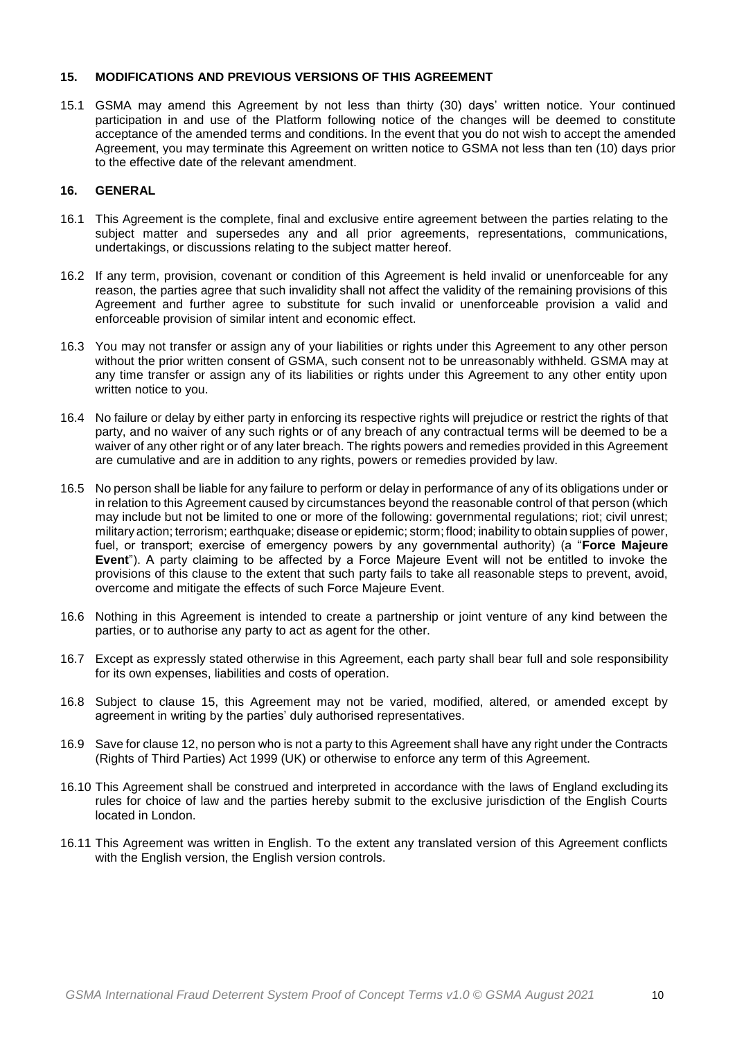## 15. MODIFICATIONS AND PREVIOUS VERSIONS OF THIS AGREEMENT

15.1 GSMA may amend this Agreement by not less than thirty (30) days' written notice. Your continued participation in and use of the Platform following notice of the changes will be deemed to constitute acceptance of the amended terms and conditions. In the event that you do not wish to accept the amended Agreement, you may terminate this Agreement on written notice to GSMA not less than ten (10) days prior to the effective date of the relevant amendment.

## 16. GENERAL

16.1 This Agreement is the complete, final and exclusive entire agreement between the parties relating to the subject matter and supersedes any and all prior agreements, representations, communications, undertakings, or discussions relating to the subject matter hereof.

16.2 If any term, provision, covenant or condition of this Agreement is held invalid or unenforceable for any reason, the parties agree that such invalidity shall not affect the validity of the remaining provisions of this Agreement and further agree to substitute for such invalid or unenforceable provision a valid and enforceable provision of similar intent and economic effect.

16.3 You may not transfer or assign any of your liabilities or rights under this Agreement to any other person without the prior written consent of GSMA, such consent not to be unreasonably withheld. GSMA may at any time transfer or assign any of its liabilities or rights under this Agreement to any other entity upon written notice to you.

16.4 No failure or delay by either party in enforcing its respective rights will prejudice or restrict the rights of that party, and no waiver of any such rights or of any breach of any contractual terms will be deemed to be a waiver of any other right or of any later breach. The rights powers and remedies provided in this Agreement are cumulative and are in addition to any rights, powers or remedies provided by law.

16.5 No person shall be liable for any failure to perform or delay in performance of any of its obligations under or in relation to this Agreement caused by circumstances beyond the reasonable control of that person (which may include but not be limited to one or more of the following: governmental regulations; riot; civil unrest; military action; terrorism; earthquake; disease or epidemic; storm; flood; inability to obtain supplies of power, fuel, or transport; exercise of emergency powers by any governmental authority) (a "**Force Majeure Event**"). A party claiming to be affected by a Force Majeure Event will not be entitled to invoke the provisions of this clause to the extent that such party fails to take all reasonable steps to prevent, avoid, overcome and mitigate the effects of such Force Majeure Event.

16.6 Nothing in this Agreement is intended to create a partnership or joint venture of any kind between the parties, or to authorise any party to act as agent for the other.

16.7 Except as expressly stated otherwise in this Agreement, each party shall bear full and sole responsibility for its own expenses, liabilities and costs of operation.

16.8 Subject to clause 15, this Agreement may not be varied, modified, altered, or amended except by agreement in writing by the parties' duly authorised representatives.

16.9 Save for clause 12, no person who is not a party to this Agreement shall have any right under the Contracts (Rights of Third Parties) Act 1999 (UK) or otherwise to enforce any term of this Agreement.

16.10 This Agreement shall be construed and interpreted in accordance with the laws of England excluding its rules for choice of law and the parties hereby submit to the exclusive jurisdiction of the English Courts located in London.

16.11 This Agreement was written in English. To the extent any translated version of this Agreement conflicts with the English version, the English version controls.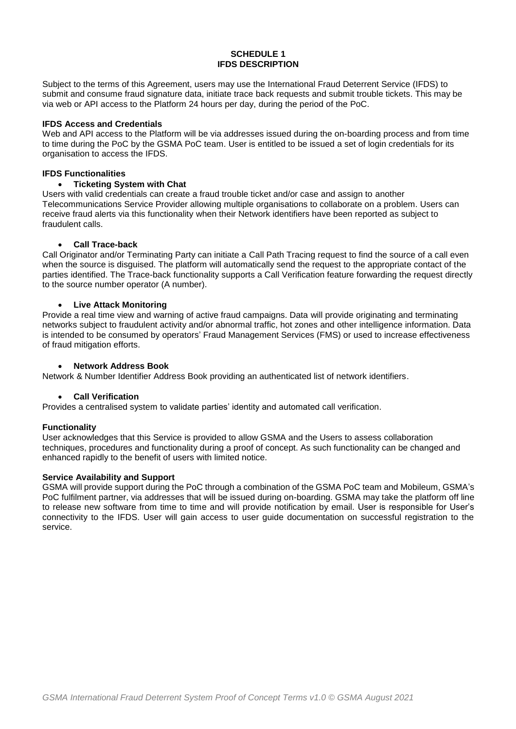**SCHEDULE 1**
**IFDS DESCRIPTION**

Subject to the terms of this Agreement, users may use the International Fraud Deterrent Service (IFDS) to submit and consume fraud signature data, initiate trace back requests and submit trouble tickets. This may be via web or API access to the Platform 24 hours per day, during the period of the PoC.

**IFDS Access and Credentials**

Web and API access to the Platform will be via addresses issued during the on-boarding process and from time to time during the PoC by the GSMA PoC team. User is entitled to be issued a set of login credentials for its organisation to access the IFDS.

**IFDS Functionalities**

- **Ticketing System with Chat**

Users with valid credentials can create a fraud trouble ticket and/or case and assign to another Telecommunications Service Provider allowing multiple organisations to collaborate on a problem. Users can receive fraud alerts via this functionality when their Network identifiers have been reported as subject to fraudulent calls.

- **Call Trace-back**

Call Originator and/or Terminating Party can initiate a Call Path Tracing request to find the source of a call even when the source is disguised. The platform will automatically send the request to the appropriate contact of the parties identified. The Trace-back functionality supports a Call Verification feature forwarding the request directly to the source number operator (A number).

- **Live Attack Monitoring**

Provide a real time view and warning of active fraud campaigns. Data will provide originating and terminating networks subject to fraudulent activity and/or abnormal traffic, hot zones and other intelligence information. Data is intended to be consumed by operators' Fraud Management Services (FMS) or used to increase effectiveness of fraud mitigation efforts.

- **Network Address Book**

Network & Number Identifier Address Book providing an authenticated list of network identifiers.

- **Call Verification**

Provides a centralised system to validate parties' identity and automated call verification.

**Functionality**

User acknowledges that this Service is provided to allow GSMA and the Users to assess collaboration techniques, procedures and functionality during a proof of concept. As such functionality can be changed and enhanced rapidly to the benefit of users with limited notice.

**Service Availability and Support**

GSMA will provide support during the PoC through a combination of the GSMA PoC team and Mobileum, GSMA's PoC fulfilment partner, via addresses that will be issued during on-boarding. GSMA may take the platform off line to release new software from time to time and will provide notification by email. User is responsible for User's connectivity to the IFDS. User will gain access to user guide documentation on successful registration to the service.